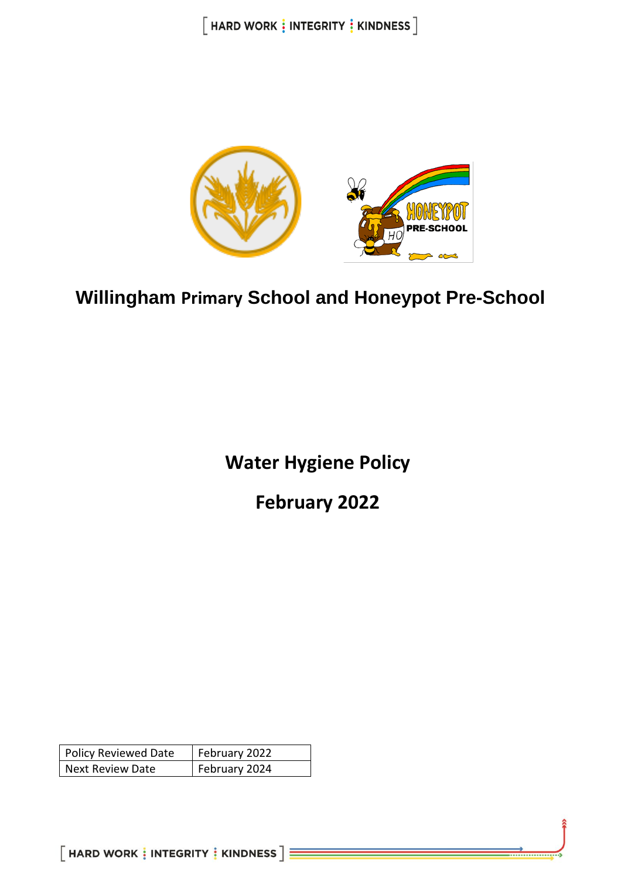# Willingham Primary School and Honeypot Pre-School

## Water Hygiene Policy

## February 2022

| Policy Reviewed Date | February 2022 |
| --- | --- |
| Next Review Date | February 2024 |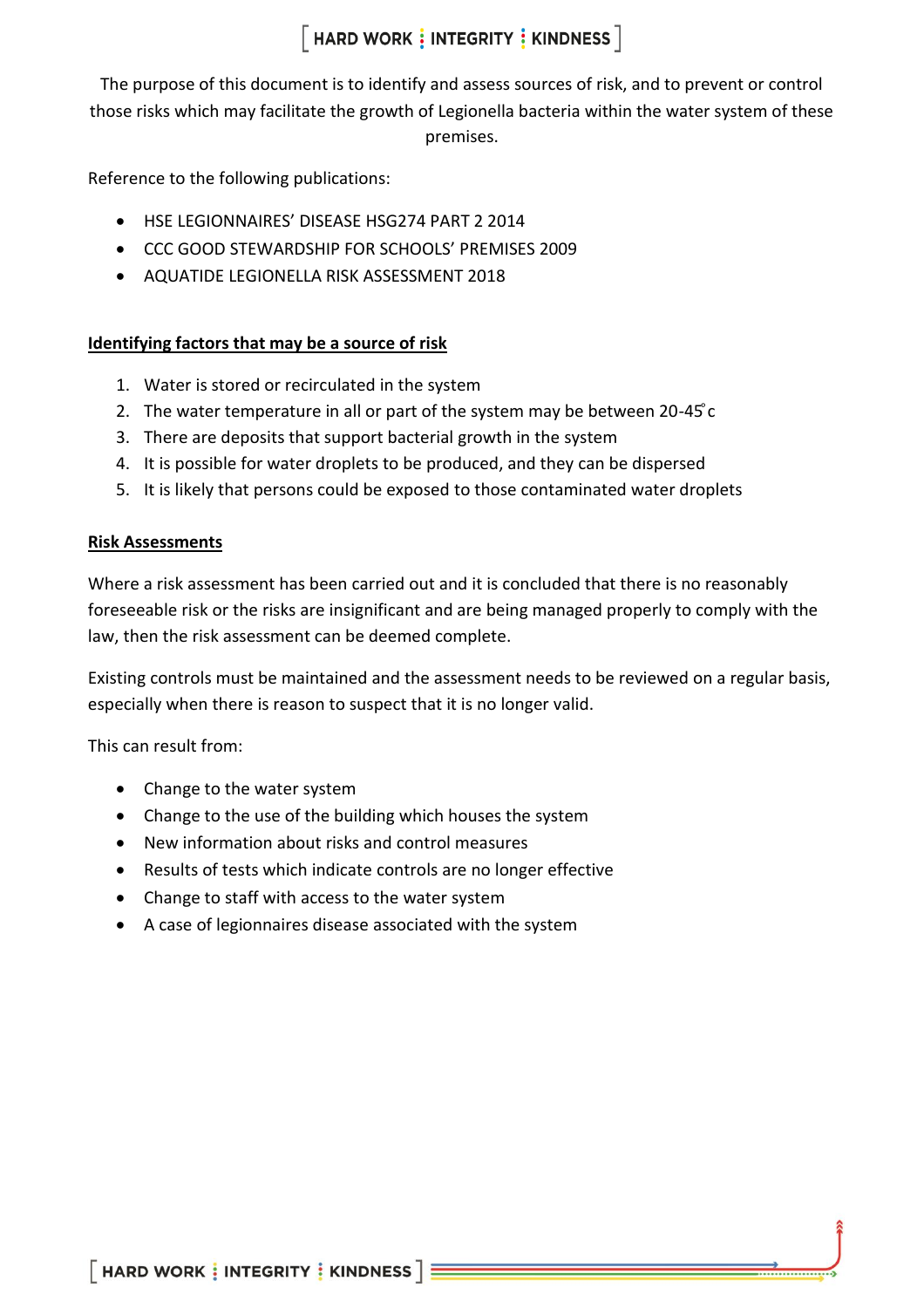The purpose of this document is to identify and assess sources of risk, and to prevent or control those risks which may facilitate the growth of Legionella bacteria within the water system of these premises.

Reference to the following publications:

- HSE LEGIONNAIRES' DISEASE HSG274 PART 2 2014
- CCC GOOD STEWARDSHIP FOR SCHOOLS' PREMISES 2009
- AQUATIDE LEGIONELLA RISK ASSESSMENT 2018

## Identifying factors that may be a source of risk

1. Water is stored or recirculated in the system
2. The water temperature in all or part of the system may be between 20-45°c
3. There are deposits that support bacterial growth in the system
4. It is possible for water droplets to be produced, and they can be dispersed
5. It is likely that persons could be exposed to those contaminated water droplets

## Risk Assessments

Where a risk assessment has been carried out and it is concluded that there is no reasonably foreseeable risk or the risks are insignificant and are being managed properly to comply with the law, then the risk assessment can be deemed complete.

Existing controls must be maintained and the assessment needs to be reviewed on a regular basis, especially when there is reason to suspect that it is no longer valid.

This can result from:

- Change to the water system
- Change to the use of the building which houses the system
- New information about risks and control measures
- Results of tests which indicate controls are no longer effective
- Change to staff with access to the water system
- A case of legionnaires disease associated with the system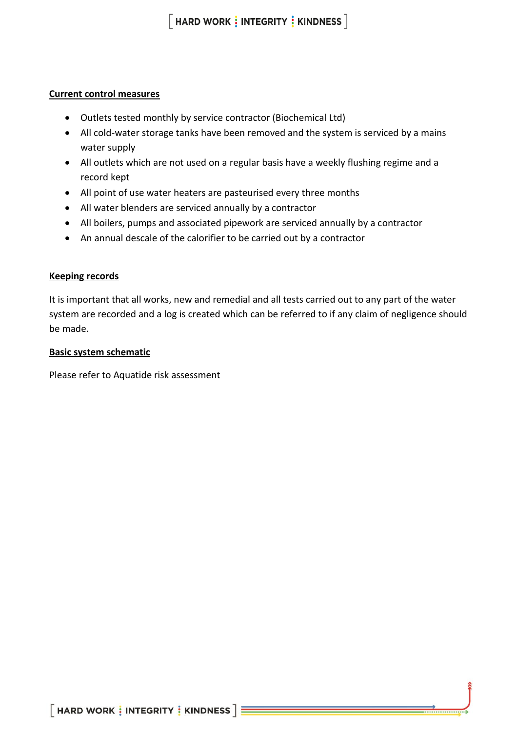## Current control measures

- Outlets tested monthly by service contractor (Biochemical Ltd)
- All cold-water storage tanks have been removed and the system is serviced by a mains water supply
- All outlets which are not used on a regular basis have a weekly flushing regime and a record kept
- All point of use water heaters are pasteurised every three months
- All water blenders are serviced annually by a contractor
- All boilers, pumps and associated pipework are serviced annually by a contractor
- An annual descale of the calorifier to be carried out by a contractor

## Keeping records

It is important that all works, new and remedial and all tests carried out to any part of the water system are recorded and a log is created which can be referred to if any claim of negligence should be made.

## Basic system schematic

Please refer to Aquatide risk assessment